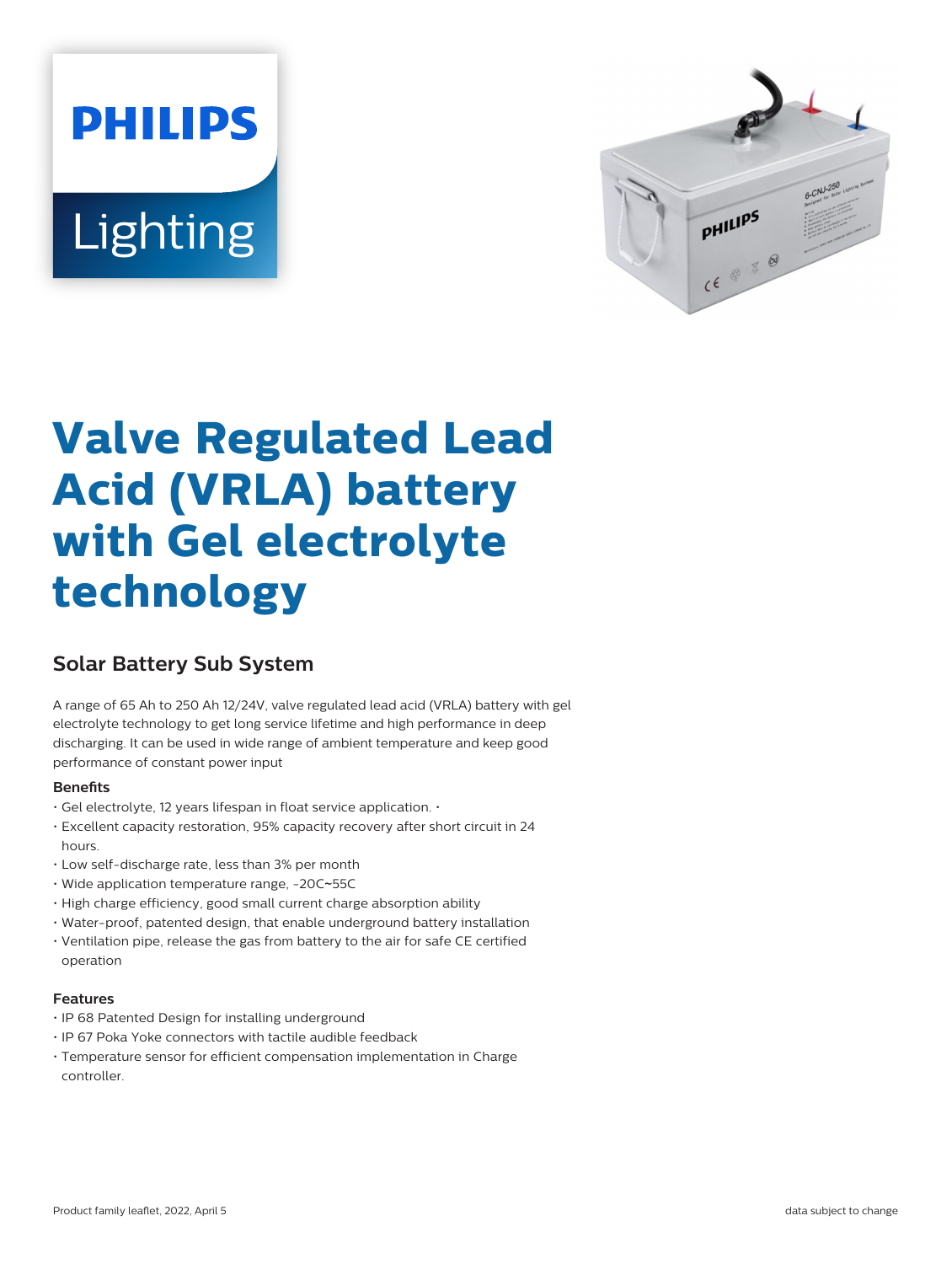# Valve Regulated Lead Acid (VRLA) battery with Gel electrolyte technology

## Solar Battery Sub System

A range of 65 Ah to 250 Ah 12/24V, valve regulated lead acid (VRLA) battery with gel electrolyte technology to get long service lifetime and high performance in deep discharging. It can be used in wide range of ambient temperature and keep good performance of constant power input

### Benefits

- Gel electrolyte, 12 years lifespan in float service application. •
- Excellent capacity restoration, 95% capacity recovery after short circuit in 24 hours.
- Low self-discharge rate, less than 3% per month
- Wide application temperature range, -20C~55C
- High charge efficiency, good small current charge absorption ability
- Water-proof, patented design, that enable underground battery installation
- Ventilation pipe, release the gas from battery to the air for safe CE certified operation

### Features

- IP 68 Patented Design for installing underground
- IP 67 Poka Yoke connectors with tactile audible feedback
- Temperature sensor for efficient compensation implementation in Charge controller.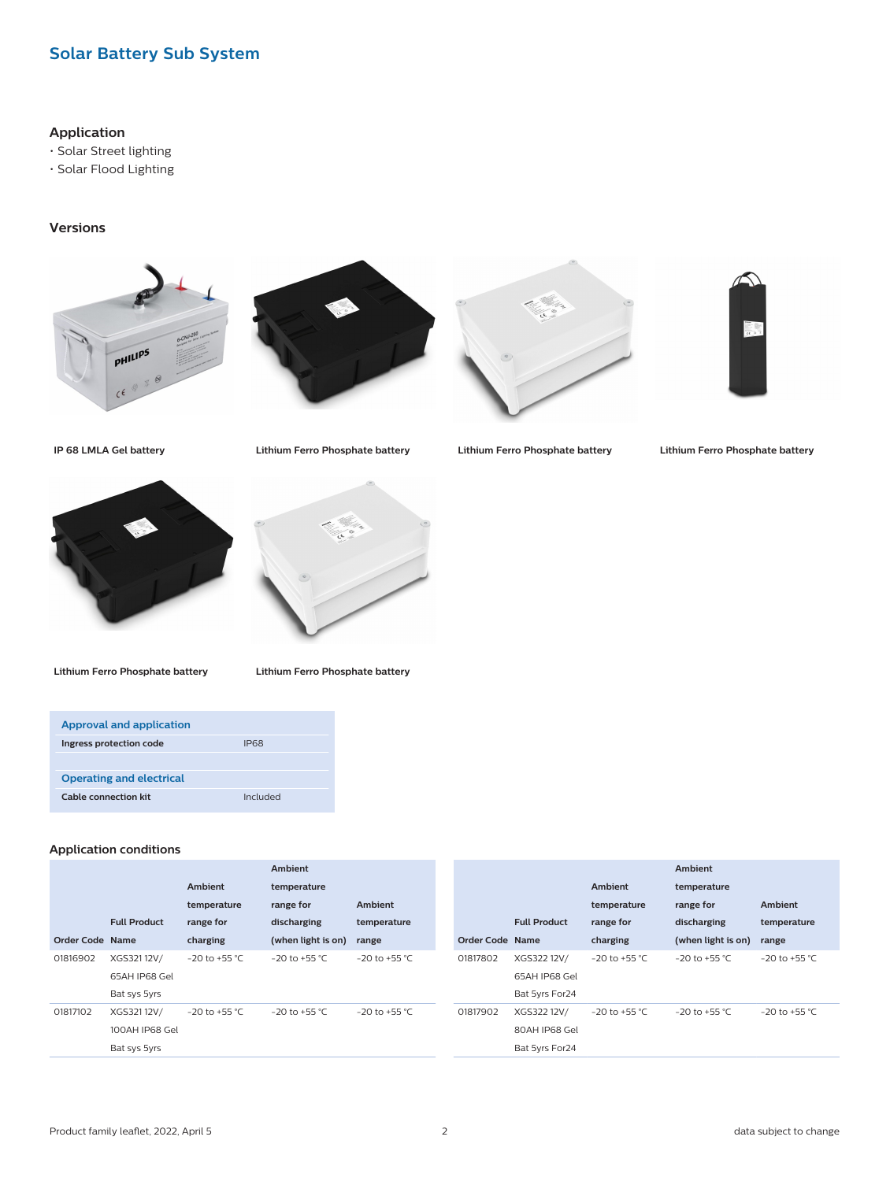## Solar Battery Sub System

### Application

- Solar Street lighting
- Solar Flood Lighting

### Versions

IP 68 LMLA Gel battery

Lithium Ferro Phosphate battery

Lithium Ferro Phosphate battery

Lithium Ferro Phosphate battery

Lithium Ferro Phosphate battery

Lithium Ferro Phosphate battery

| Approval and application | |
|---|---|
| Ingress protection code | IP68 |
| **Operating and electrical** | |
| Cable connection kit | Included |

### Application conditions

| Order Code | Full Product Name | Ambient temperature range for charging | Ambient temperature range for discharging (when light is on) | Ambient temperature range |
|---|---|---|---|---|
| 01816902 | XGS321 12V/ 65AH IP68 Gel Bat sys 5yrs | -20 to +55 °C | -20 to +55 °C | -20 to +55 °C |
| 01817102 | XGS321 12V/ 100AH IP68 Gel Bat sys 5yrs | -20 to +55 °C | -20 to +55 °C | -20 to +55 °C |

| Order Code | Full Product Name | Ambient temperature range for charging | Ambient temperature range for discharging (when light is on) | Ambient temperature range |
|---|---|---|---|---|
| 01817802 | XGS322 12V/ 65AH IP68 Gel Bat 5yrs For24 | -20 to +55 °C | -20 to +55 °C | -20 to +55 °C |
| 01817902 | XGS322 12V/ 80AH IP68 Gel Bat 5yrs For24 | -20 to +55 °C | -20 to +55 °C | -20 to +55 °C |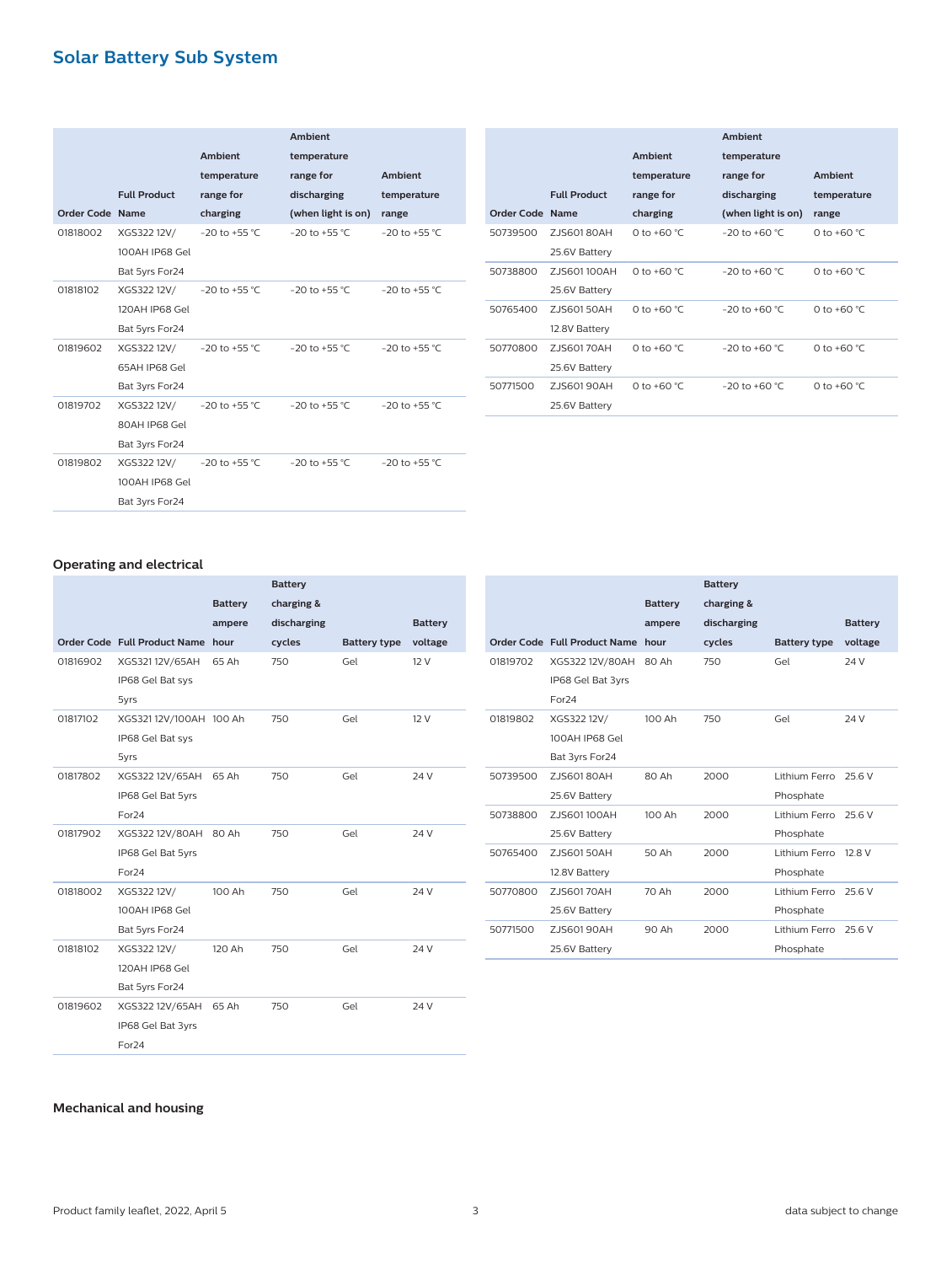## Solar Battery Sub System

| Order Code | Full Product Name | Ambient temperature range for charging | Ambient temperature range for discharging (when light is on) | Ambient temperature range |
|---|---|---|---|---|
| 01818002 | XGS322 12V/ 100AH IP68 Gel Bat 5yrs For24 | -20 to +55 °C | -20 to +55 °C | -20 to +55 °C |
| 01818102 | XGS322 12V/ 120AH IP68 Gel Bat 5yrs For24 | -20 to +55 °C | -20 to +55 °C | -20 to +55 °C |
| 01819602 | XGS322 12V/ 65AH IP68 Gel Bat 3yrs For24 | -20 to +55 °C | -20 to +55 °C | -20 to +55 °C |
| 01819702 | XGS322 12V/ 80AH IP68 Gel Bat 3yrs For24 | -20 to +55 °C | -20 to +55 °C | -20 to +55 °C |
| 01819802 | XGS322 12V/ 100AH IP68 Gel Bat 3yrs For24 | -20 to +55 °C | -20 to +55 °C | -20 to +55 °C |
| 50739500 | ZJS601 80AH 25.6V Battery | 0 to +60 °C | -20 to +60 °C | 0 to +60 °C |
| 50738800 | ZJS601 100AH 25.6V Battery | 0 to +60 °C | -20 to +60 °C | 0 to +60 °C |
| 50765400 | ZJS601 50AH 12.8V Battery | 0 to +60 °C | -20 to +60 °C | 0 to +60 °C |
| 50770800 | ZJS601 70AH 25.6V Battery | 0 to +60 °C | -20 to +60 °C | 0 to +60 °C |
| 50771500 | ZJS601 90AH 25.6V Battery | 0 to +60 °C | -20 to +60 °C | 0 to +60 °C |

### Operating and electrical

| Order Code | Full Product Name | Battery ampere hour | Battery charging & discharging cycles | Battery type | Battery voltage |
|---|---|---|---|---|---|
| 01816902 | XGS321 12V/65AH IP68 Gel Bat sys 5yrs | 65 Ah | 750 | Gel | 12 V |
| 01817102 | XGS321 12V/100AH IP68 Gel Bat sys 5yrs | 100 Ah | 750 | Gel | 12 V |
| 01817802 | XGS322 12V/65AH IP68 Gel Bat 5yrs For24 | 65 Ah | 750 | Gel | 24 V |
| 01817902 | XGS322 12V/80AH IP68 Gel Bat 5yrs For24 | 80 Ah | 750 | Gel | 24 V |
| 01818002 | XGS322 12V/ 100AH IP68 Gel Bat 5yrs For24 | 100 Ah | 750 | Gel | 24 V |
| 01818102 | XGS322 12V/ 120AH IP68 Gel Bat 5yrs For24 | 120 Ah | 750 | Gel | 24 V |
| 01819602 | XGS322 12V/65AH IP68 Gel Bat 3yrs For24 | 65 Ah | 750 | Gel | 24 V |
| 01819702 | XGS322 12V/80AH IP68 Gel Bat 3yrs For24 | 80 Ah | 750 | Gel | 24 V |
| 01819802 | XGS322 12V/ 100AH IP68 Gel Bat 3yrs For24 | 100 Ah | 750 | Gel | 24 V |
| 50739500 | ZJS601 80AH 25.6V Battery | 80 Ah | 2000 | Lithium Ferro Phosphate | 25.6 V |
| 50738800 | ZJS601 100AH 25.6V Battery | 100 Ah | 2000 | Lithium Ferro Phosphate | 25.6 V |
| 50765400 | ZJS601 50AH 12.8V Battery | 50 Ah | 2000 | Lithium Ferro Phosphate | 12.8 V |
| 50770800 | ZJS601 70AH 25.6V Battery | 70 Ah | 2000 | Lithium Ferro Phosphate | 25.6 V |
| 50771500 | ZJS601 90AH 25.6V Battery | 90 Ah | 2000 | Lithium Ferro Phosphate | 25.6 V |

### Mechanical and housing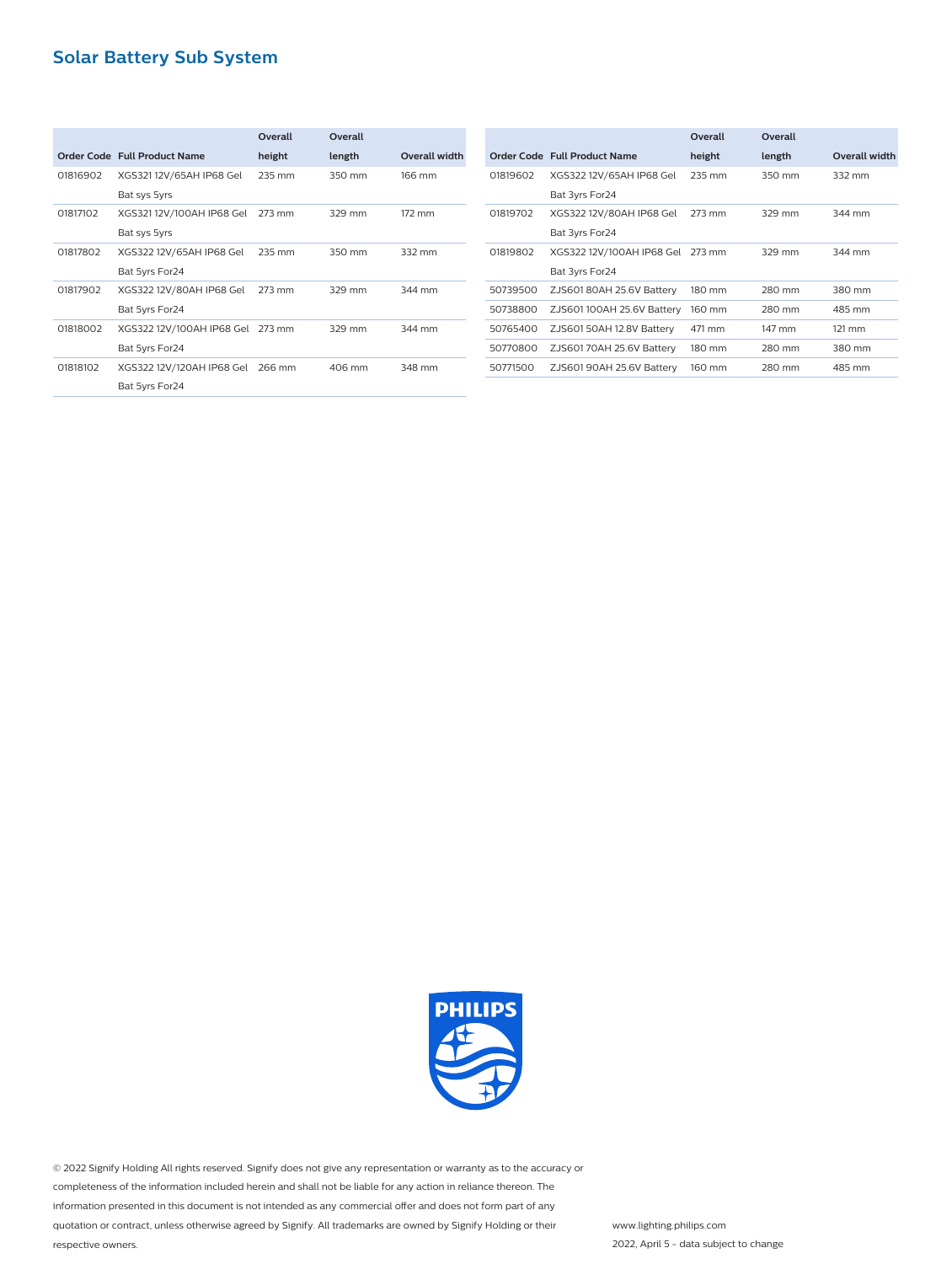## Solar Battery Sub System

| Order Code | Full Product Name | Overall height | Overall length | Overall width |
|---|---|---|---|---|
| 01816902 | XGS321 12V/65AH IP68 Gel Bat sys 5yrs | 235 mm | 350 mm | 166 mm |
| 01817102 | XGS321 12V/100AH IP68 Gel Bat sys 5yrs | 273 mm | 329 mm | 172 mm |
| 01817802 | XGS322 12V/65AH IP68 Gel Bat 5yrs For24 | 235 mm | 350 mm | 332 mm |
| 01817902 | XGS322 12V/80AH IP68 Gel Bat 5yrs For24 | 273 mm | 329 mm | 344 mm |
| 01818002 | XGS322 12V/100AH IP68 Gel Bat 5yrs For24 | 273 mm | 329 mm | 344 mm |
| 01818102 | XGS322 12V/120AH IP68 Gel Bat 5yrs For24 | 266 mm | 406 mm | 348 mm |
| 01819602 | XGS322 12V/65AH IP68 Gel Bat 3yrs For24 | 235 mm | 350 mm | 332 mm |
| 01819702 | XGS322 12V/80AH IP68 Gel Bat 3yrs For24 | 273 mm | 329 mm | 344 mm |
| 01819802 | XGS322 12V/100AH IP68 Gel Bat 3yrs For24 | 273 mm | 329 mm | 344 mm |
| 50739500 | ZJS601 80AH 25.6V Battery | 180 mm | 280 mm | 380 mm |
| 50738800 | ZJS601 100AH 25.6V Battery | 160 mm | 280 mm | 485 mm |
| 50765400 | ZJS601 50AH 12.8V Battery | 471 mm | 147 mm | 121 mm |
| 50770800 | ZJS601 70AH 25.6V Battery | 180 mm | 280 mm | 380 mm |
| 50771500 | ZJS601 90AH 25.6V Battery | 160 mm | 280 mm | 485 mm |

© 2022 Signify Holding All rights reserved. Signify does not give any representation or warranty as to the accuracy or completeness of the information included herein and shall not be liable for any action in reliance thereon. The information presented in this document is not intended as any commercial offer and does not form part of any quotation or contract, unless otherwise agreed by Signify. All trademarks are owned by Signify Holding or their respective owners.

www.lighting.philips.com

2022, April 5 - data subject to change